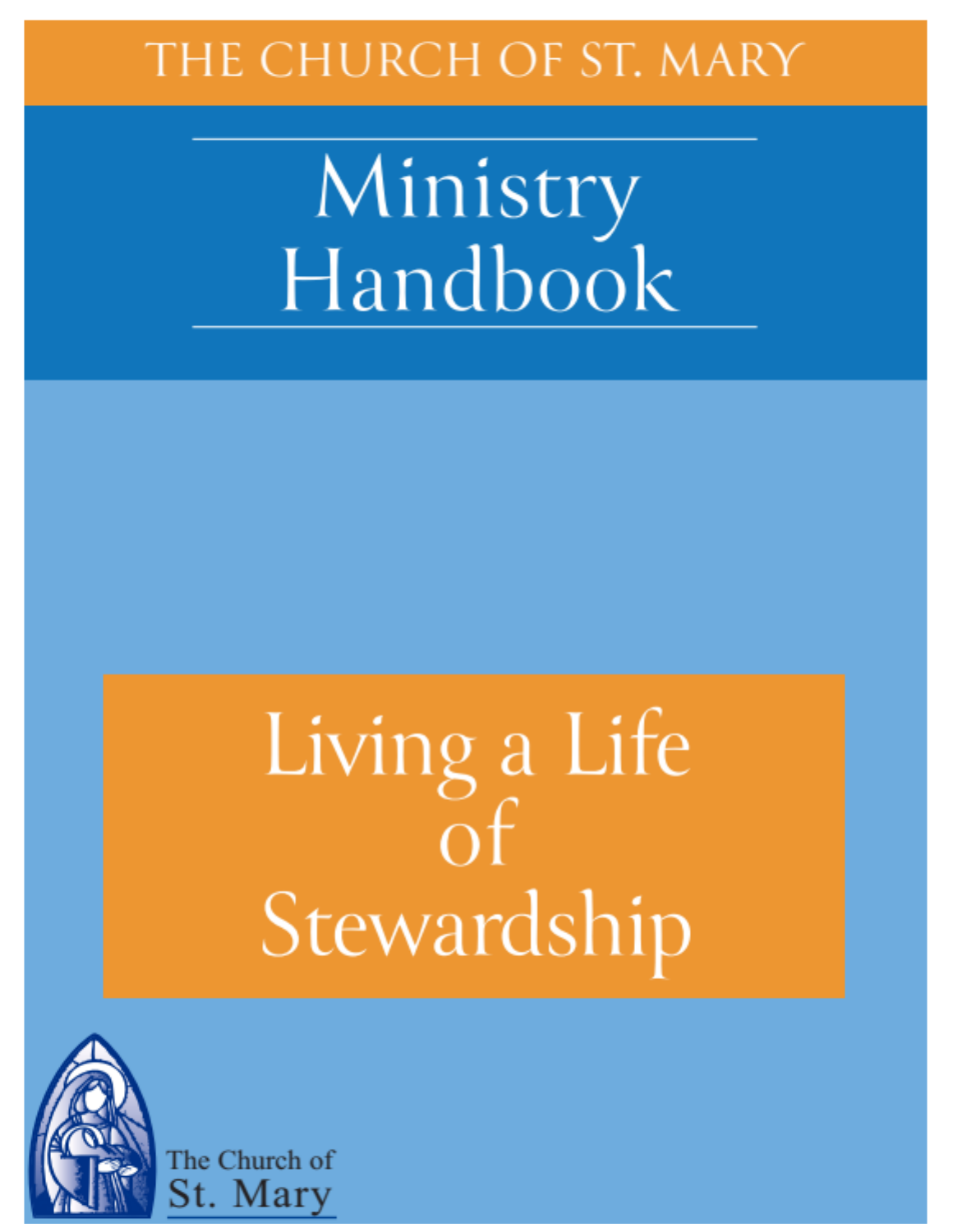THE CHURCH OF ST. MARY

# Ministry Handbook

## Living a Life of Stewardship

The Church of St. Mary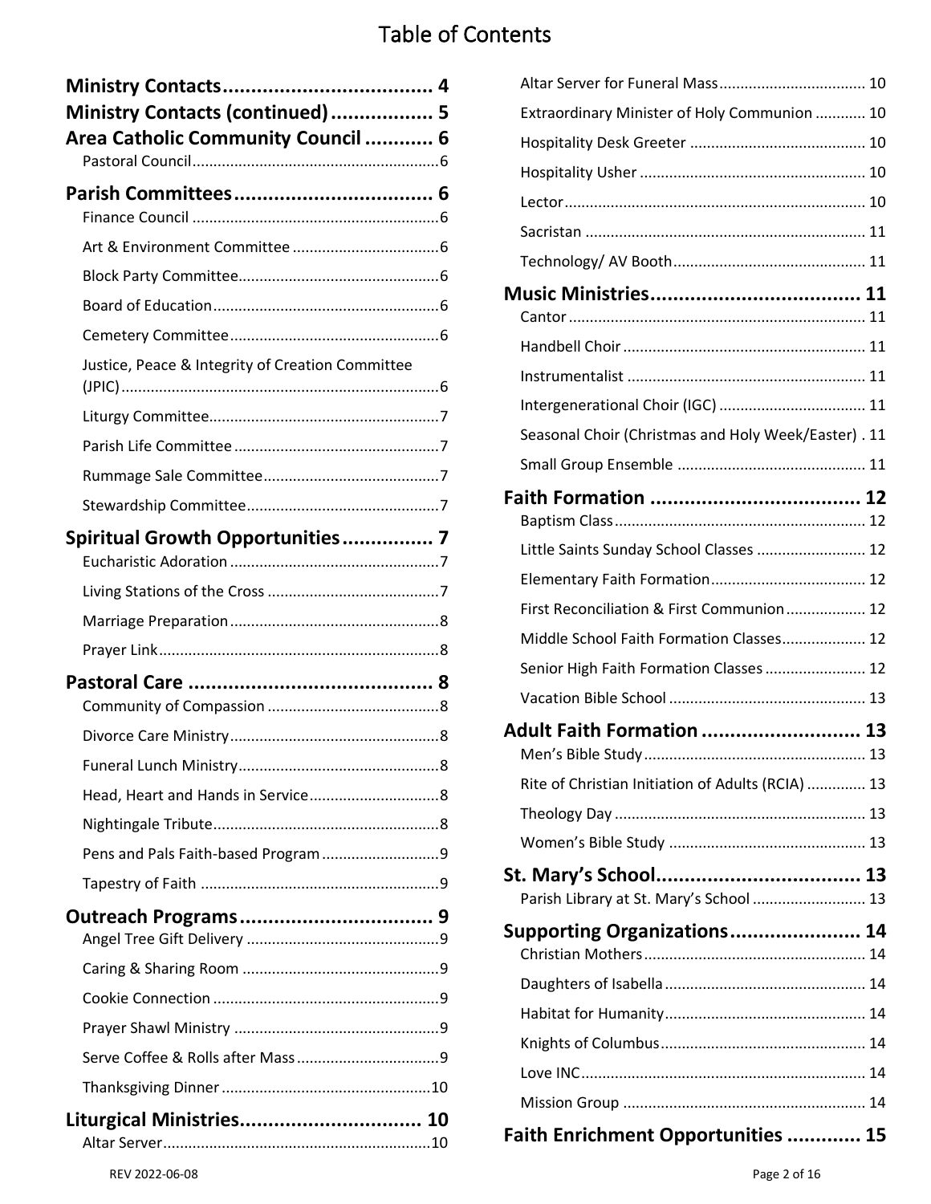# Table of Contents

**Ministry Contacts** ..... 4

**Ministry Contacts (continued)** ..... 5

**Area Catholic Community Council** ..... 6

- Pastoral Council ..... 6

**Parish Committees** ..... 6

- Finance Council ..... 6
- Art & Environment Committee ..... 6
- Block Party Committee ..... 6
- Board of Education ..... 6
- Cemetery Committee ..... 6
- Justice, Peace & Integrity of Creation Committee (JPIC) ..... 6
- Liturgy Committee ..... 7
- Parish Life Committee ..... 7
- Rummage Sale Committee ..... 7
- Stewardship Committee ..... 7

**Spiritual Growth Opportunities** ..... 7

- Eucharistic Adoration ..... 7
- Living Stations of the Cross ..... 7
- Marriage Preparation ..... 8
- Prayer Link ..... 8

**Pastoral Care** ..... 8

- Community of Compassion ..... 8
- Divorce Care Ministry ..... 8
- Funeral Lunch Ministry ..... 8
- Head, Heart and Hands in Service ..... 8
- Nightingale Tribute ..... 8
- Pens and Pals Faith-based Program ..... 9
- Tapestry of Faith ..... 9

**Outreach Programs** ..... 9

- Angel Tree Gift Delivery ..... 9
- Caring & Sharing Room ..... 9
- Cookie Connection ..... 9
- Prayer Shawl Ministry ..... 9
- Serve Coffee & Rolls after Mass ..... 9
- Thanksgiving Dinner ..... 10

**Liturgical Ministries** ..... 10

- Altar Server ..... 10
- Altar Server for Funeral Mass ..... 10
- Extraordinary Minister of Holy Communion ..... 10
- Hospitality Desk Greeter ..... 10
- Hospitality Usher ..... 10
- Lector ..... 10
- Sacristan ..... 11
- Technology/ AV Booth ..... 11

**Music Ministries** ..... 11

- Cantor ..... 11
- Handbell Choir ..... 11
- Instrumentalist ..... 11
- Intergenerational Choir (IGC) ..... 11
- Seasonal Choir (Christmas and Holy Week/Easter) ..... 11
- Small Group Ensemble ..... 11

**Faith Formation** ..... 12

- Baptism Class ..... 12
- Little Saints Sunday School Classes ..... 12
- Elementary Faith Formation ..... 12
- First Reconciliation & First Communion ..... 12
- Middle School Faith Formation Classes ..... 12
- Senior High Faith Formation Classes ..... 12
- Vacation Bible School ..... 13

**Adult Faith Formation** ..... 13

- Men's Bible Study ..... 13
- Rite of Christian Initiation of Adults (RCIA) ..... 13
- Theology Day ..... 13
- Women's Bible Study ..... 13

**St. Mary's School** ..... 13

- Parish Library at St. Mary's School ..... 13

**Supporting Organizations** ..... 14

- Christian Mothers ..... 14
- Daughters of Isabella ..... 14
- Habitat for Humanity ..... 14
- Knights of Columbus ..... 14
- Love INC ..... 14
- Mission Group ..... 14

**Faith Enrichment Opportunities** ..... 15

REV 2022-06-08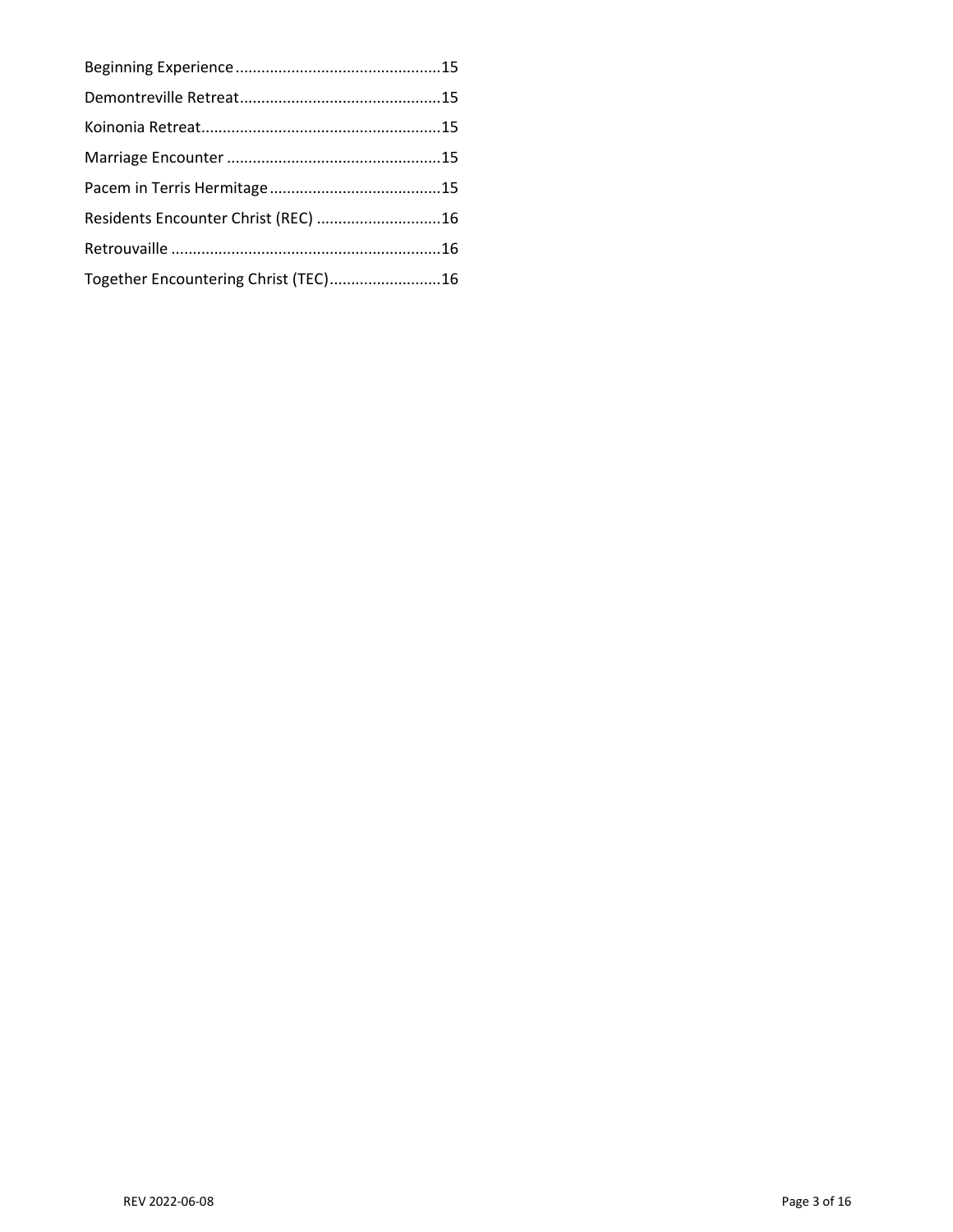Beginning Experience ............................................... 15
Demontreville Retreat .............................................. 15
Koinonia Retreat ...................................................... 15
Marriage Encounter ................................................. 15
Pacem in Terris Hermitage ....................................... 15
Residents Encounter Christ (REC) ............................ 16
Retrouvaille .............................................................. 16
Together Encountering Christ (TEC) .......................... 16

REV 2022-06-08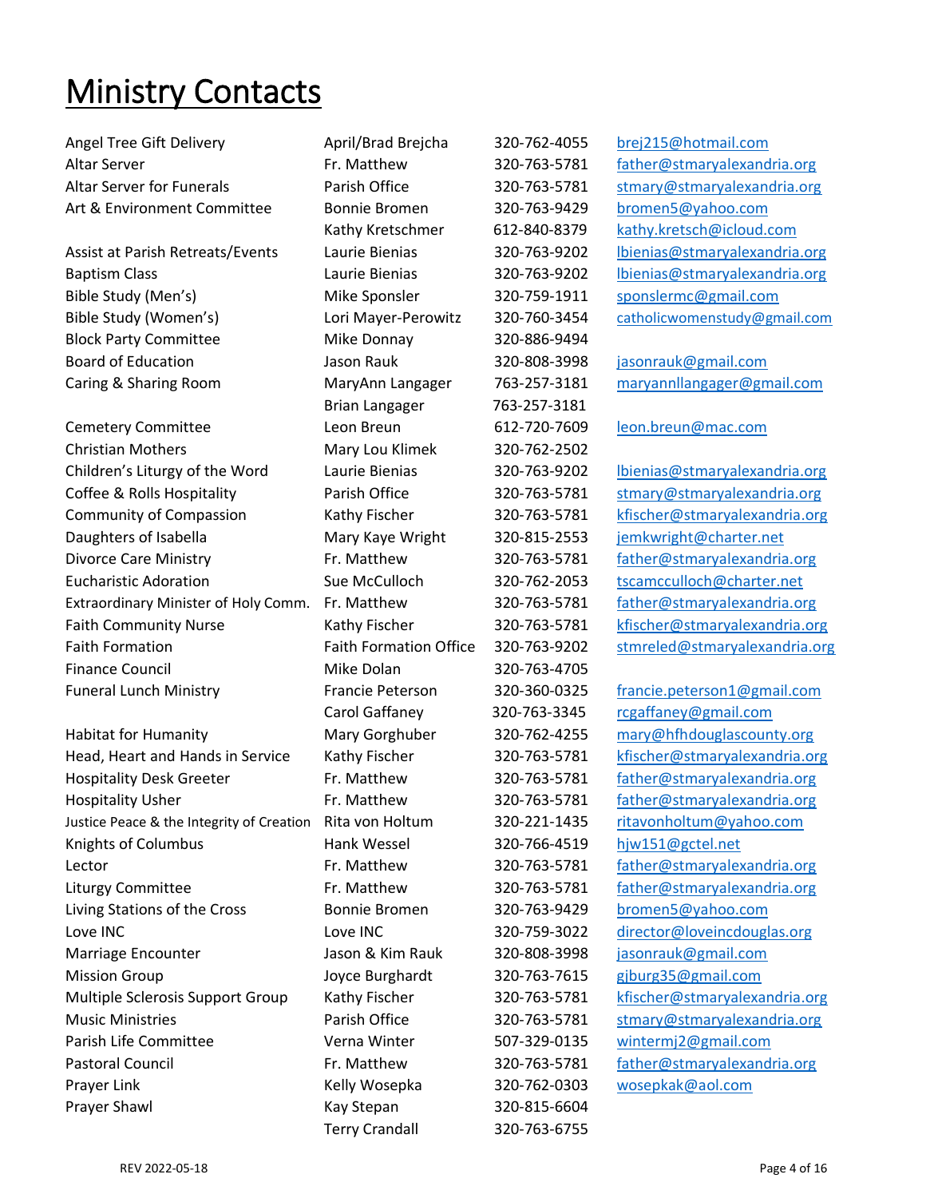# Ministry Contacts

| Ministry | Contact | Phone | Email |
|---|---|---|---|
| Angel Tree Gift Delivery | April/Brad Brejcha | 320-762-4055 | brej215@hotmail.com |
| Altar Server | Fr. Matthew | 320-763-5781 | father@stmaryalexandria.org |
| Altar Server for Funerals | Parish Office | 320-763-5781 | stmary@stmaryalexandria.org |
| Art & Environment Committee | Bonnie Bromen | 320-763-9429 | bromen5@yahoo.com |
| | Kathy Kretschmer | 612-840-8379 | kathy.kretsch@icloud.com |
| Assist at Parish Retreats/Events | Laurie Bienias | 320-763-9202 | lbienias@stmaryalexandria.org |
| Baptism Class | Laurie Bienias | 320-763-9202 | lbienias@stmaryalexandria.org |
| Bible Study (Men's) | Mike Sponsler | 320-759-1911 | sponslermc@gmail.com |
| Bible Study (Women's) | Lori Mayer-Perowitz | 320-760-3454 | catholicwomenstudy@gmail.com |
| Block Party Committee | Mike Donnay | 320-886-9494 | |
| Board of Education | Jason Rauk | 320-808-3998 | jasonrauk@gmail.com |
| Caring & Sharing Room | MaryAnn Langager | 763-257-3181 | maryannllangager@gmail.com |
| | Brian Langager | 763-257-3181 | |
| Cemetery Committee | Leon Breun | 612-720-7609 | leon.breun@mac.com |
| Christian Mothers | Mary Lou Klimek | 320-762-2502 | |
| Children's Liturgy of the Word | Laurie Bienias | 320-763-9202 | lbienias@stmaryalexandria.org |
| Coffee & Rolls Hospitality | Parish Office | 320-763-5781 | stmary@stmaryalexandria.org |
| Community of Compassion | Kathy Fischer | 320-763-5781 | kfischer@stmaryalexandria.org |
| Daughters of Isabella | Mary Kaye Wright | 320-815-2553 | jemkwright@charter.net |
| Divorce Care Ministry | Fr. Matthew | 320-763-5781 | father@stmaryalexandria.org |
| Eucharistic Adoration | Sue McCulloch | 320-762-2053 | tscamcculloch@charter.net |
| Extraordinary Minister of Holy Comm. | Fr. Matthew | 320-763-5781 | father@stmaryalexandria.org |
| Faith Community Nurse | Kathy Fischer | 320-763-5781 | kfischer@stmaryalexandria.org |
| Faith Formation | Faith Formation Office | 320-763-9202 | stmreled@stmaryalexandria.org |
| Finance Council | Mike Dolan | 320-763-4705 | |
| Funeral Lunch Ministry | Francie Peterson | 320-360-0325 | francie.peterson1@gmail.com |
| | Carol Gaffaney | 320-763-3345 | rcgaffaney@gmail.com |
| Habitat for Humanity | Mary Gorghuber | 320-762-4255 | mary@hfhdouglascounty.org |
| Head, Heart and Hands in Service | Kathy Fischer | 320-763-5781 | kfischer@stmaryalexandria.org |
| Hospitality Desk Greeter | Fr. Matthew | 320-763-5781 | father@stmaryalexandria.org |
| Hospitality Usher | Fr. Matthew | 320-763-5781 | father@stmaryalexandria.org |
| Justice Peace & the Integrity of Creation | Rita von Holtum | 320-221-1435 | ritavonholtum@yahoo.com |
| Knights of Columbus | Hank Wessel | 320-766-4519 | hjw151@gctel.net |
| Lector | Fr. Matthew | 320-763-5781 | father@stmaryalexandria.org |
| Liturgy Committee | Fr. Matthew | 320-763-5781 | father@stmaryalexandria.org |
| Living Stations of the Cross | Bonnie Bromen | 320-763-9429 | bromen5@yahoo.com |
| Love INC | Love INC | 320-759-3022 | director@loveincdouglas.org |
| Marriage Encounter | Jason & Kim Rauk | 320-808-3998 | jasonrauk@gmail.com |
| Mission Group | Joyce Burghardt | 320-763-7615 | gjburg35@gmail.com |
| Multiple Sclerosis Support Group | Kathy Fischer | 320-763-5781 | kfischer@stmaryalexandria.org |
| Music Ministries | Parish Office | 320-763-5781 | stmary@stmaryalexandria.org |
| Parish Life Committee | Verna Winter | 507-329-0135 | wintermj2@gmail.com |
| Pastoral Council | Fr. Matthew | 320-763-5781 | father@stmaryalexandria.org |
| Prayer Link | Kelly Wosepka | 320-762-0303 | wosepkak@aol.com |
| Prayer Shawl | Kay Stepan | 320-815-6604 | |
| | Terry Crandall | 320-763-6755 | |

REV 2022-05-18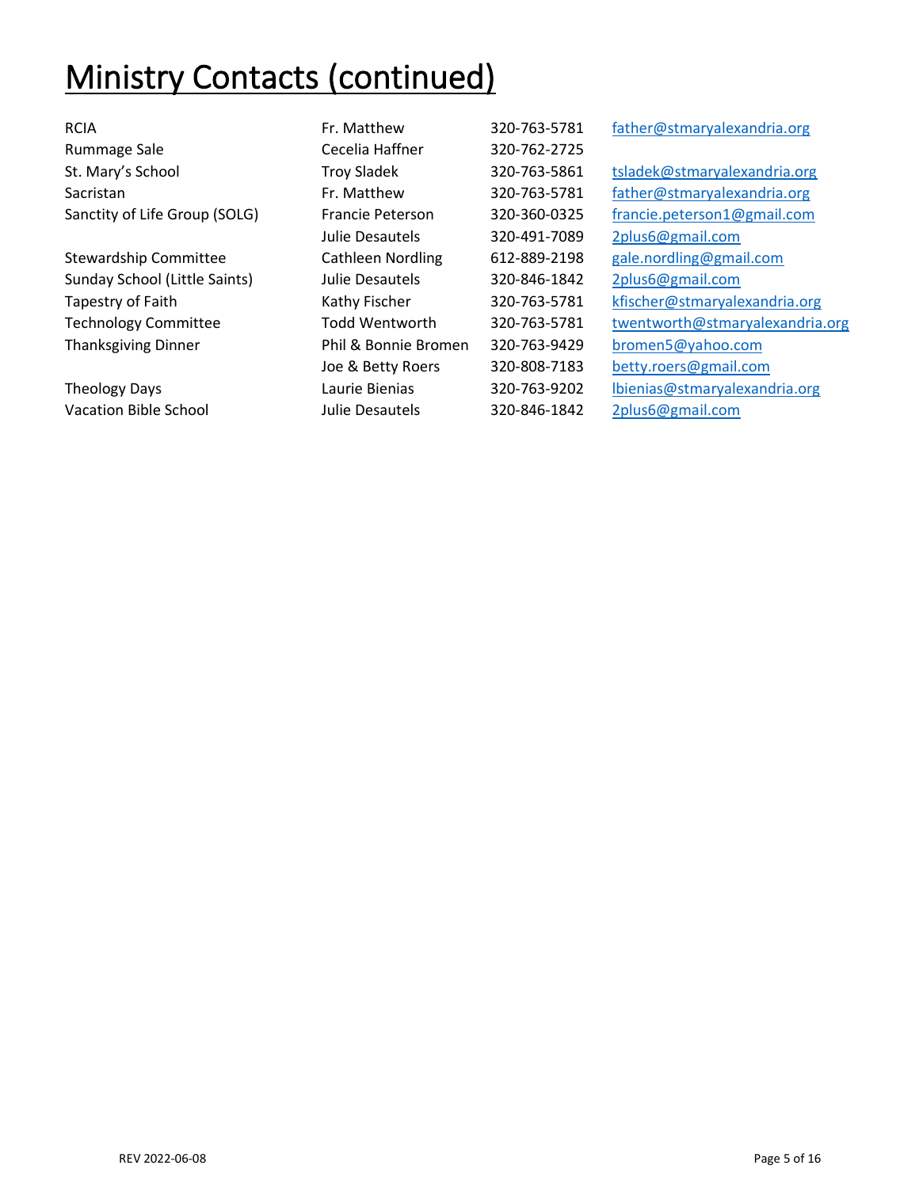# Ministry Contacts (continued)

| | | | |
|---|---|---|---|
| RCIA | Fr. Matthew | 320-763-5781 | father@stmaryalexandria.org |
| Rummage Sale | Cecelia Haffner | 320-762-2725 | |
| St. Mary's School | Troy Sladek | 320-763-5861 | tsladek@stmaryalexandria.org |
| Sacristan | Fr. Matthew | 320-763-5781 | father@stmaryalexandria.org |
| Sanctity of Life Group (SOLG) | Francie Peterson | 320-360-0325 | francie.peterson1@gmail.com |
| | Julie Desautels | 320-491-7089 | 2plus6@gmail.com |
| Stewardship Committee | Cathleen Nordling | 612-889-2198 | gale.nordling@gmail.com |
| Sunday School (Little Saints) | Julie Desautels | 320-846-1842 | 2plus6@gmail.com |
| Tapestry of Faith | Kathy Fischer | 320-763-5781 | kfischer@stmaryalexandria.org |
| Technology Committee | Todd Wentworth | 320-763-5781 | twentworth@stmaryalexandria.org |
| Thanksgiving Dinner | Phil & Bonnie Bromen | 320-763-9429 | bromen5@yahoo.com |
| | Joe & Betty Roers | 320-808-7183 | betty.roers@gmail.com |
| Theology Days | Laurie Bienias | 320-763-9202 | lbienias@stmaryalexandria.org |
| Vacation Bible School | Julie Desautels | 320-846-1842 | 2plus6@gmail.com |

REV 2022-06-08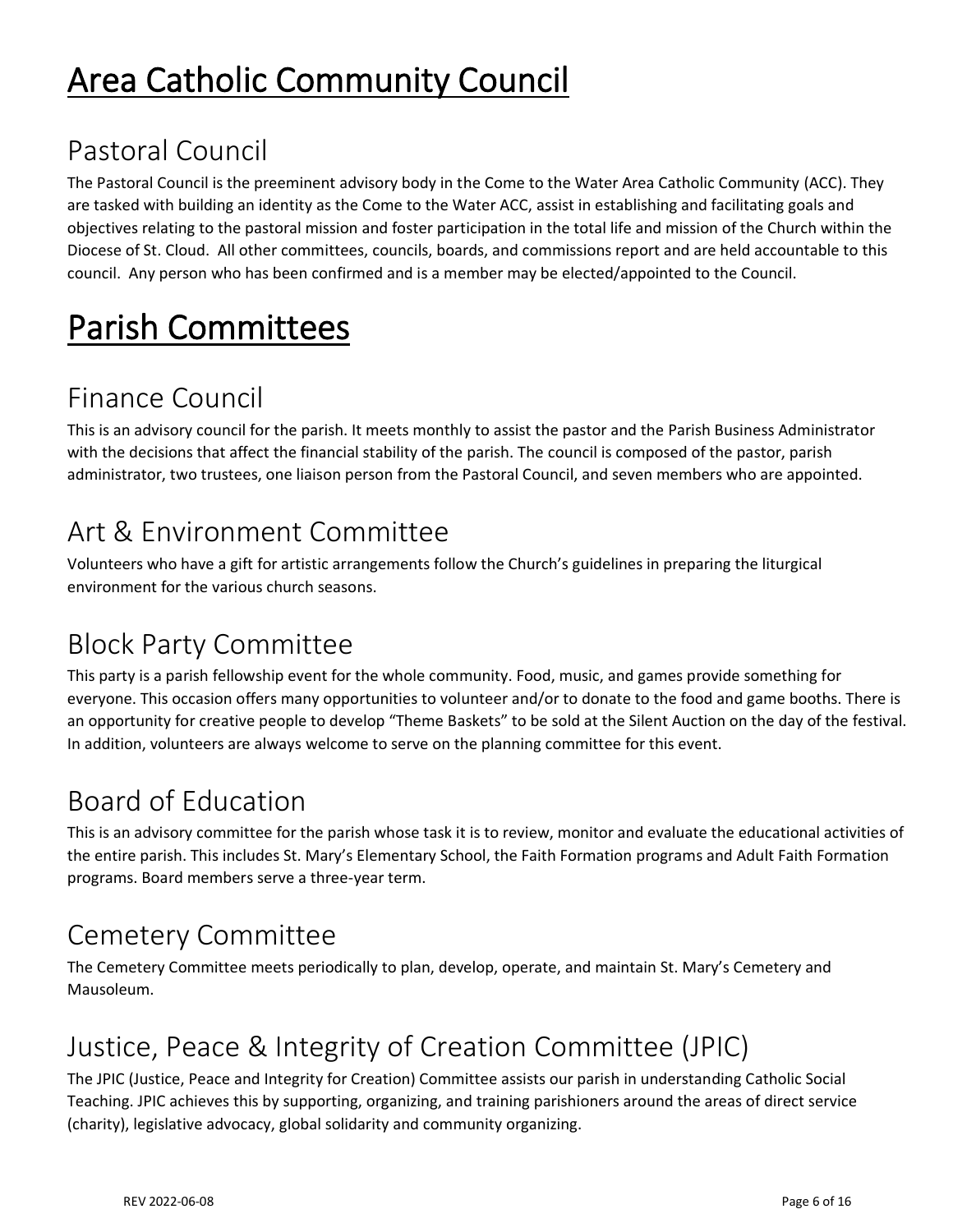# Area Catholic Community Council

## Pastoral Council

The Pastoral Council is the preeminent advisory body in the Come to the Water Area Catholic Community (ACC). They are tasked with building an identity as the Come to the Water ACC, assist in establishing and facilitating goals and objectives relating to the pastoral mission and foster participation in the total life and mission of the Church within the Diocese of St. Cloud. All other committees, councils, boards, and commissions report and are held accountable to this council. Any person who has been confirmed and is a member may be elected/appointed to the Council.

# Parish Committees

## Finance Council

This is an advisory council for the parish. It meets monthly to assist the pastor and the Parish Business Administrator with the decisions that affect the financial stability of the parish. The council is composed of the pastor, parish administrator, two trustees, one liaison person from the Pastoral Council, and seven members who are appointed.

## Art & Environment Committee

Volunteers who have a gift for artistic arrangements follow the Church's guidelines in preparing the liturgical environment for the various church seasons.

## Block Party Committee

This party is a parish fellowship event for the whole community. Food, music, and games provide something for everyone. This occasion offers many opportunities to volunteer and/or to donate to the food and game booths. There is an opportunity for creative people to develop "Theme Baskets" to be sold at the Silent Auction on the day of the festival. In addition, volunteers are always welcome to serve on the planning committee for this event.

## Board of Education

This is an advisory committee for the parish whose task it is to review, monitor and evaluate the educational activities of the entire parish. This includes St. Mary's Elementary School, the Faith Formation programs and Adult Faith Formation programs. Board members serve a three-year term.

## Cemetery Committee

The Cemetery Committee meets periodically to plan, develop, operate, and maintain St. Mary's Cemetery and Mausoleum.

## Justice, Peace & Integrity of Creation Committee (JPIC)

The JPIC (Justice, Peace and Integrity for Creation) Committee assists our parish in understanding Catholic Social Teaching. JPIC achieves this by supporting, organizing, and training parishioners around the areas of direct service (charity), legislative advocacy, global solidarity and community organizing.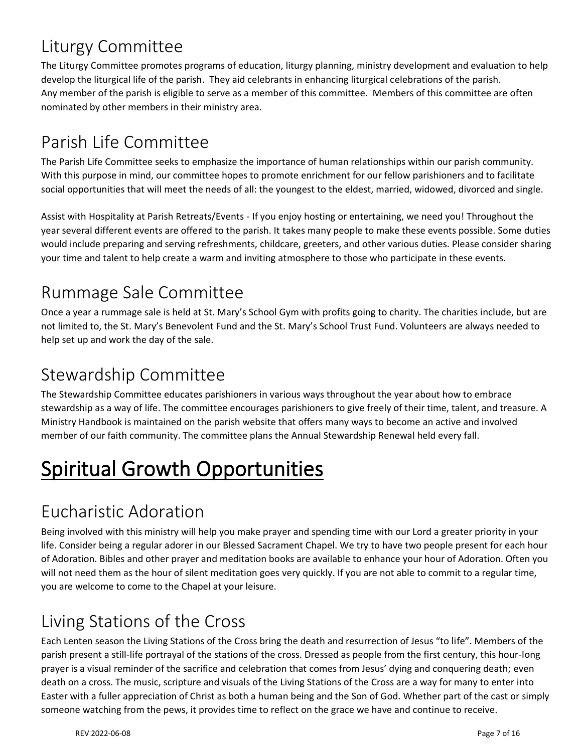## Liturgy Committee

The Liturgy Committee promotes programs of education, liturgy planning, ministry development and evaluation to help develop the liturgical life of the parish. They aid celebrants in enhancing liturgical celebrations of the parish. Any member of the parish is eligible to serve as a member of this committee. Members of this committee are often nominated by other members in their ministry area.

## Parish Life Committee

The Parish Life Committee seeks to emphasize the importance of human relationships within our parish community. With this purpose in mind, our committee hopes to promote enrichment for our fellow parishioners and to facilitate social opportunities that will meet the needs of all: the youngest to the eldest, married, widowed, divorced and single.

Assist with Hospitality at Parish Retreats/Events - If you enjoy hosting or entertaining, we need you! Throughout the year several different events are offered to the parish. It takes many people to make these events possible. Some duties would include preparing and serving refreshments, childcare, greeters, and other various duties. Please consider sharing your time and talent to help create a warm and inviting atmosphere to those who participate in these events.

## Rummage Sale Committee

Once a year a rummage sale is held at St. Mary's School Gym with profits going to charity. The charities include, but are not limited to, the St. Mary's Benevolent Fund and the St. Mary's School Trust Fund. Volunteers are always needed to help set up and work the day of the sale.

## Stewardship Committee

The Stewardship Committee educates parishioners in various ways throughout the year about how to embrace stewardship as a way of life. The committee encourages parishioners to give freely of their time, talent, and treasure. A Ministry Handbook is maintained on the parish website that offers many ways to become an active and involved member of our faith community. The committee plans the Annual Stewardship Renewal held every fall.

# Spiritual Growth Opportunities

## Eucharistic Adoration

Being involved with this ministry will help you make prayer and spending time with our Lord a greater priority in your life. Consider being a regular adorer in our Blessed Sacrament Chapel. We try to have two people present for each hour of Adoration. Bibles and other prayer and meditation books are available to enhance your hour of Adoration. Often you will not need them as the hour of silent meditation goes very quickly. If you are not able to commit to a regular time, you are welcome to come to the Chapel at your leisure.

## Living Stations of the Cross

Each Lenten season the Living Stations of the Cross bring the death and resurrection of Jesus "to life". Members of the parish present a still-life portrayal of the stations of the cross. Dressed as people from the first century, this hour-long prayer is a visual reminder of the sacrifice and celebration that comes from Jesus' dying and conquering death; even death on a cross. The music, scripture and visuals of the Living Stations of the Cross are a way for many to enter into Easter with a fuller appreciation of Christ as both a human being and the Son of God. Whether part of the cast or simply someone watching from the pews, it provides time to reflect on the grace we have and continue to receive.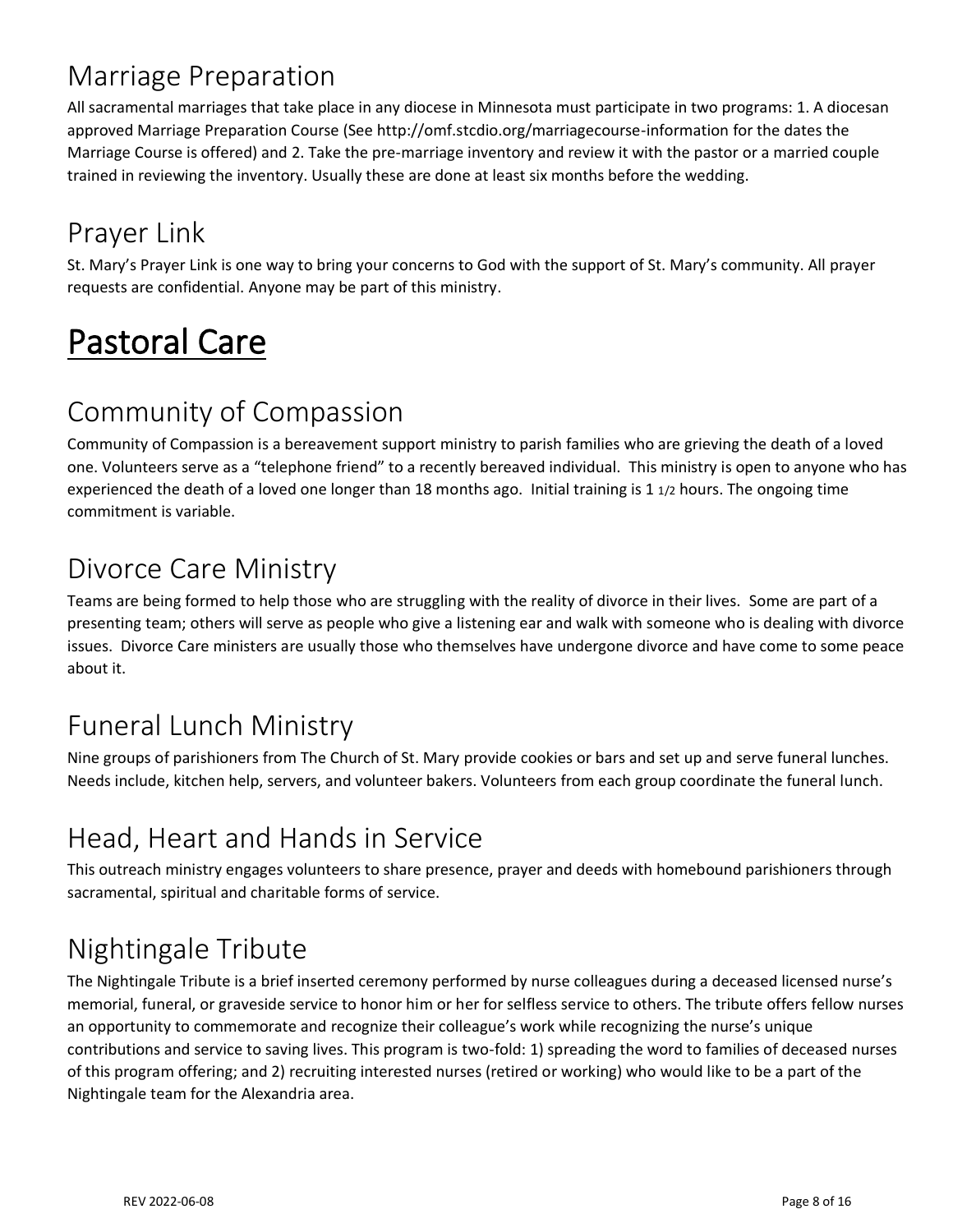## Marriage Preparation

All sacramental marriages that take place in any diocese in Minnesota must participate in two programs: 1. A diocesan approved Marriage Preparation Course (See http://omf.stcdio.org/marriagecourse-information for the dates the Marriage Course is offered) and 2. Take the pre-marriage inventory and review it with the pastor or a married couple trained in reviewing the inventory. Usually these are done at least six months before the wedding.

## Prayer Link

St. Mary's Prayer Link is one way to bring your concerns to God with the support of St. Mary's community. All prayer requests are confidential. Anyone may be part of this ministry.

# Pastoral Care

## Community of Compassion

Community of Compassion is a bereavement support ministry to parish families who are grieving the death of a loved one. Volunteers serve as a "telephone friend" to a recently bereaved individual. This ministry is open to anyone who has experienced the death of a loved one longer than 18 months ago. Initial training is 1 1/2 hours. The ongoing time commitment is variable.

## Divorce Care Ministry

Teams are being formed to help those who are struggling with the reality of divorce in their lives. Some are part of a presenting team; others will serve as people who give a listening ear and walk with someone who is dealing with divorce issues. Divorce Care ministers are usually those who themselves have undergone divorce and have come to some peace about it.

## Funeral Lunch Ministry

Nine groups of parishioners from The Church of St. Mary provide cookies or bars and set up and serve funeral lunches. Needs include, kitchen help, servers, and volunteer bakers. Volunteers from each group coordinate the funeral lunch.

## Head, Heart and Hands in Service

This outreach ministry engages volunteers to share presence, prayer and deeds with homebound parishioners through sacramental, spiritual and charitable forms of service.

## Nightingale Tribute

The Nightingale Tribute is a brief inserted ceremony performed by nurse colleagues during a deceased licensed nurse's memorial, funeral, or graveside service to honor him or her for selfless service to others. The tribute offers fellow nurses an opportunity to commemorate and recognize their colleague's work while recognizing the nurse's unique contributions and service to saving lives. This program is two-fold: 1) spreading the word to families of deceased nurses of this program offering; and 2) recruiting interested nurses (retired or working) who would like to be a part of the Nightingale team for the Alexandria area.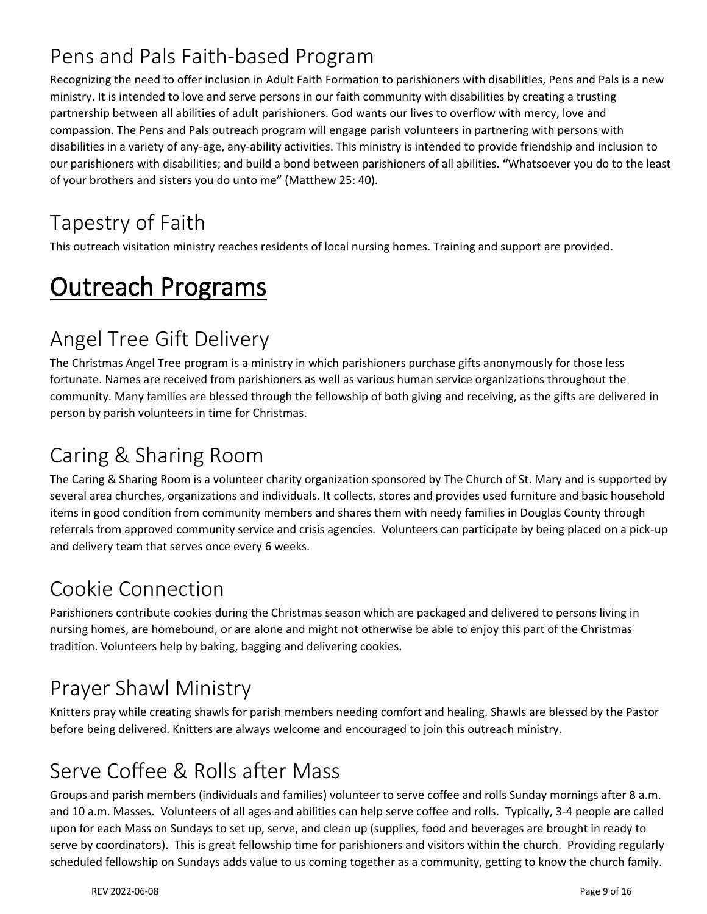## Pens and Pals Faith-based Program

Recognizing the need to offer inclusion in Adult Faith Formation to parishioners with disabilities, Pens and Pals is a new ministry. It is intended to love and serve persons in our faith community with disabilities by creating a trusting partnership between all abilities of adult parishioners. God wants our lives to overflow with mercy, love and compassion. The Pens and Pals outreach program will engage parish volunteers in partnering with persons with disabilities in a variety of any-age, any-ability activities. This ministry is intended to provide friendship and inclusion to our parishioners with disabilities; and build a bond between parishioners of all abilities. **"**Whatsoever you do to the least of your brothers and sisters you do unto me" (Matthew 25: 40).

## Tapestry of Faith

This outreach visitation ministry reaches residents of local nursing homes. Training and support are provided.

# Outreach Programs

## Angel Tree Gift Delivery

The Christmas Angel Tree program is a ministry in which parishioners purchase gifts anonymously for those less fortunate. Names are received from parishioners as well as various human service organizations throughout the community. Many families are blessed through the fellowship of both giving and receiving, as the gifts are delivered in person by parish volunteers in time for Christmas.

## Caring & Sharing Room

The Caring & Sharing Room is a volunteer charity organization sponsored by The Church of St. Mary and is supported by several area churches, organizations and individuals. It collects, stores and provides used furniture and basic household items in good condition from community members and shares them with needy families in Douglas County through referrals from approved community service and crisis agencies. Volunteers can participate by being placed on a pick-up and delivery team that serves once every 6 weeks.

## Cookie Connection

Parishioners contribute cookies during the Christmas season which are packaged and delivered to persons living in nursing homes, are homebound, or are alone and might not otherwise be able to enjoy this part of the Christmas tradition. Volunteers help by baking, bagging and delivering cookies.

## Prayer Shawl Ministry

Knitters pray while creating shawls for parish members needing comfort and healing. Shawls are blessed by the Pastor before being delivered. Knitters are always welcome and encouraged to join this outreach ministry.

## Serve Coffee & Rolls after Mass

Groups and parish members (individuals and families) volunteer to serve coffee and rolls Sunday mornings after 8 a.m. and 10 a.m. Masses. Volunteers of all ages and abilities can help serve coffee and rolls. Typically, 3-4 people are called upon for each Mass on Sundays to set up, serve, and clean up (supplies, food and beverages are brought in ready to serve by coordinators). This is great fellowship time for parishioners and visitors within the church. Providing regularly scheduled fellowship on Sundays adds value to us coming together as a community, getting to know the church family.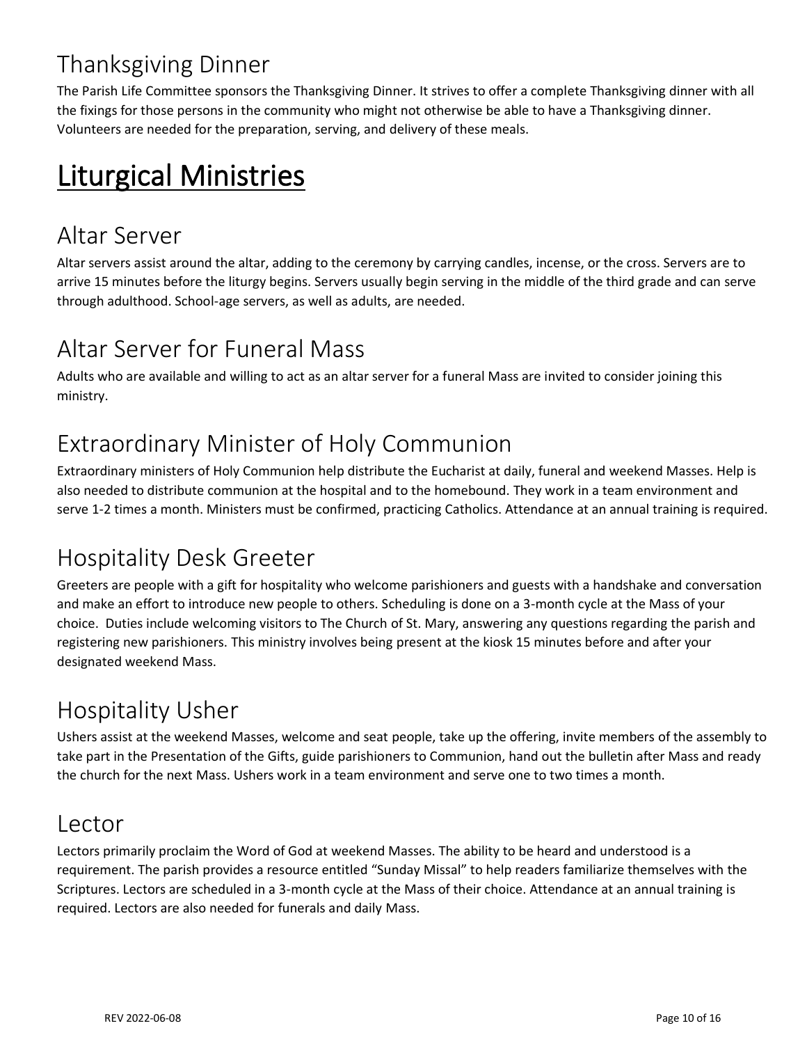## Thanksgiving Dinner

The Parish Life Committee sponsors the Thanksgiving Dinner. It strives to offer a complete Thanksgiving dinner with all the fixings for those persons in the community who might not otherwise be able to have a Thanksgiving dinner. Volunteers are needed for the preparation, serving, and delivery of these meals.

# Liturgical Ministries

## Altar Server

Altar servers assist around the altar, adding to the ceremony by carrying candles, incense, or the cross. Servers are to arrive 15 minutes before the liturgy begins. Servers usually begin serving in the middle of the third grade and can serve through adulthood. School-age servers, as well as adults, are needed.

## Altar Server for Funeral Mass

Adults who are available and willing to act as an altar server for a funeral Mass are invited to consider joining this ministry.

## Extraordinary Minister of Holy Communion

Extraordinary ministers of Holy Communion help distribute the Eucharist at daily, funeral and weekend Masses. Help is also needed to distribute communion at the hospital and to the homebound. They work in a team environment and serve 1-2 times a month. Ministers must be confirmed, practicing Catholics. Attendance at an annual training is required.

## Hospitality Desk Greeter

Greeters are people with a gift for hospitality who welcome parishioners and guests with a handshake and conversation and make an effort to introduce new people to others. Scheduling is done on a 3-month cycle at the Mass of your choice. Duties include welcoming visitors to The Church of St. Mary, answering any questions regarding the parish and registering new parishioners. This ministry involves being present at the kiosk 15 minutes before and after your designated weekend Mass.

## Hospitality Usher

Ushers assist at the weekend Masses, welcome and seat people, take up the offering, invite members of the assembly to take part in the Presentation of the Gifts, guide parishioners to Communion, hand out the bulletin after Mass and ready the church for the next Mass. Ushers work in a team environment and serve one to two times a month.

## Lector

Lectors primarily proclaim the Word of God at weekend Masses. The ability to be heard and understood is a requirement. The parish provides a resource entitled "Sunday Missal" to help readers familiarize themselves with the Scriptures. Lectors are scheduled in a 3-month cycle at the Mass of their choice. Attendance at an annual training is required. Lectors are also needed for funerals and daily Mass.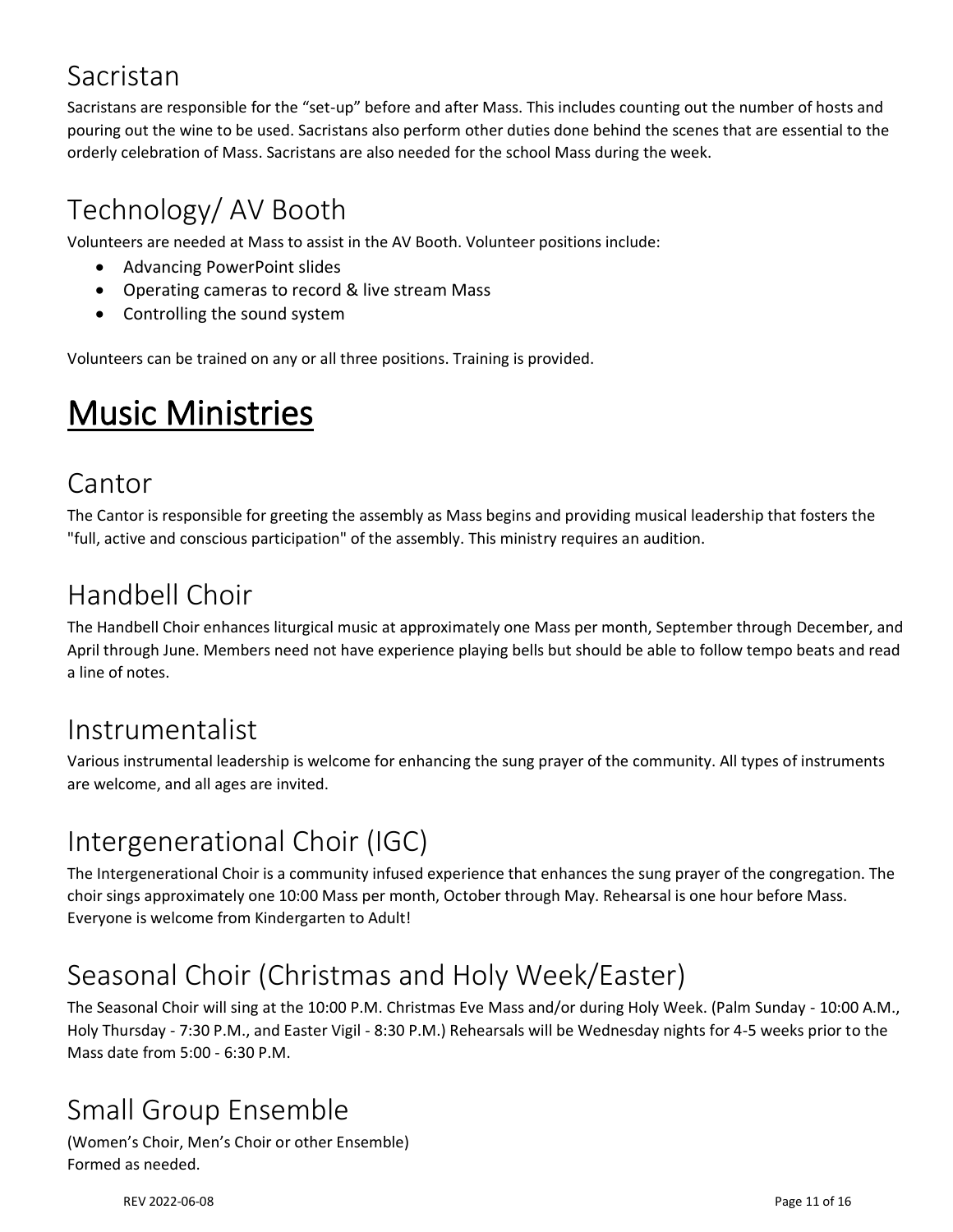## Sacristan

Sacristans are responsible for the "set-up" before and after Mass. This includes counting out the number of hosts and pouring out the wine to be used. Sacristans also perform other duties done behind the scenes that are essential to the orderly celebration of Mass. Sacristans are also needed for the school Mass during the week.

## Technology/ AV Booth

Volunteers are needed at Mass to assist in the AV Booth. Volunteer positions include:

- Advancing PowerPoint slides
- Operating cameras to record & live stream Mass
- Controlling the sound system

Volunteers can be trained on any or all three positions. Training is provided.

# Music Ministries

## Cantor

The Cantor is responsible for greeting the assembly as Mass begins and providing musical leadership that fosters the "full, active and conscious participation" of the assembly. This ministry requires an audition.

## Handbell Choir

The Handbell Choir enhances liturgical music at approximately one Mass per month, September through December, and April through June. Members need not have experience playing bells but should be able to follow tempo beats and read a line of notes.

## Instrumentalist

Various instrumental leadership is welcome for enhancing the sung prayer of the community. All types of instruments are welcome, and all ages are invited.

## Intergenerational Choir (IGC)

The Intergenerational Choir is a community infused experience that enhances the sung prayer of the congregation. The choir sings approximately one 10:00 Mass per month, October through May. Rehearsal is one hour before Mass. Everyone is welcome from Kindergarten to Adult!

## Seasonal Choir (Christmas and Holy Week/Easter)

The Seasonal Choir will sing at the 10:00 P.M. Christmas Eve Mass and/or during Holy Week. (Palm Sunday - 10:00 A.M., Holy Thursday - 7:30 P.M., and Easter Vigil - 8:30 P.M.) Rehearsals will be Wednesday nights for 4-5 weeks prior to the Mass date from 5:00 - 6:30 P.M.

## Small Group Ensemble

(Women's Choir, Men's Choir or other Ensemble)
Formed as needed.

REV 2022-06-08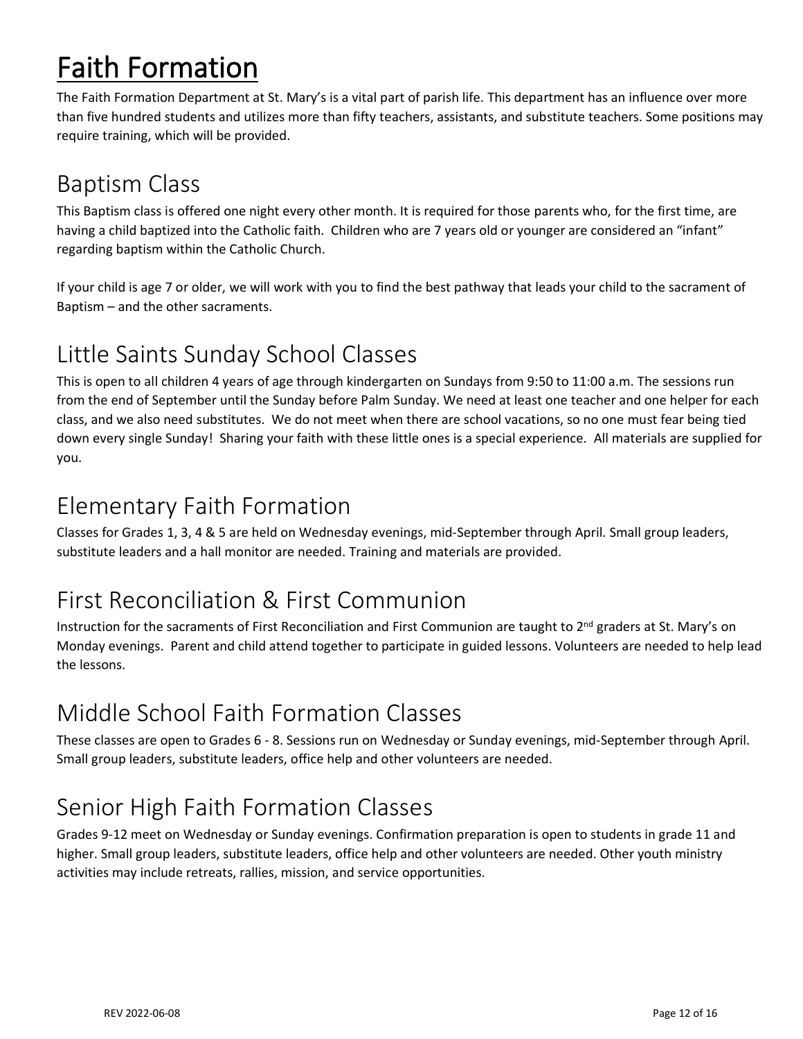# Faith Formation

The Faith Formation Department at St. Mary's is a vital part of parish life. This department has an influence over more than five hundred students and utilizes more than fifty teachers, assistants, and substitute teachers. Some positions may require training, which will be provided.

## Baptism Class

This Baptism class is offered one night every other month. It is required for those parents who, for the first time, are having a child baptized into the Catholic faith. Children who are 7 years old or younger are considered an "infant" regarding baptism within the Catholic Church.

If your child is age 7 or older, we will work with you to find the best pathway that leads your child to the sacrament of Baptism – and the other sacraments.

## Little Saints Sunday School Classes

This is open to all children 4 years of age through kindergarten on Sundays from 9:50 to 11:00 a.m. The sessions run from the end of September until the Sunday before Palm Sunday. We need at least one teacher and one helper for each class, and we also need substitutes. We do not meet when there are school vacations, so no one must fear being tied down every single Sunday! Sharing your faith with these little ones is a special experience. All materials are supplied for you.

## Elementary Faith Formation

Classes for Grades 1, 3, 4 & 5 are held on Wednesday evenings, mid-September through April. Small group leaders, substitute leaders and a hall monitor are needed. Training and materials are provided.

## First Reconciliation & First Communion

Instruction for the sacraments of First Reconciliation and First Communion are taught to 2nd graders at St. Mary's on Monday evenings. Parent and child attend together to participate in guided lessons. Volunteers are needed to help lead the lessons.

## Middle School Faith Formation Classes

These classes are open to Grades 6 - 8. Sessions run on Wednesday or Sunday evenings, mid-September through April. Small group leaders, substitute leaders, office help and other volunteers are needed.

## Senior High Faith Formation Classes

Grades 9-12 meet on Wednesday or Sunday evenings. Confirmation preparation is open to students in grade 11 and higher. Small group leaders, substitute leaders, office help and other volunteers are needed. Other youth ministry activities may include retreats, rallies, mission, and service opportunities.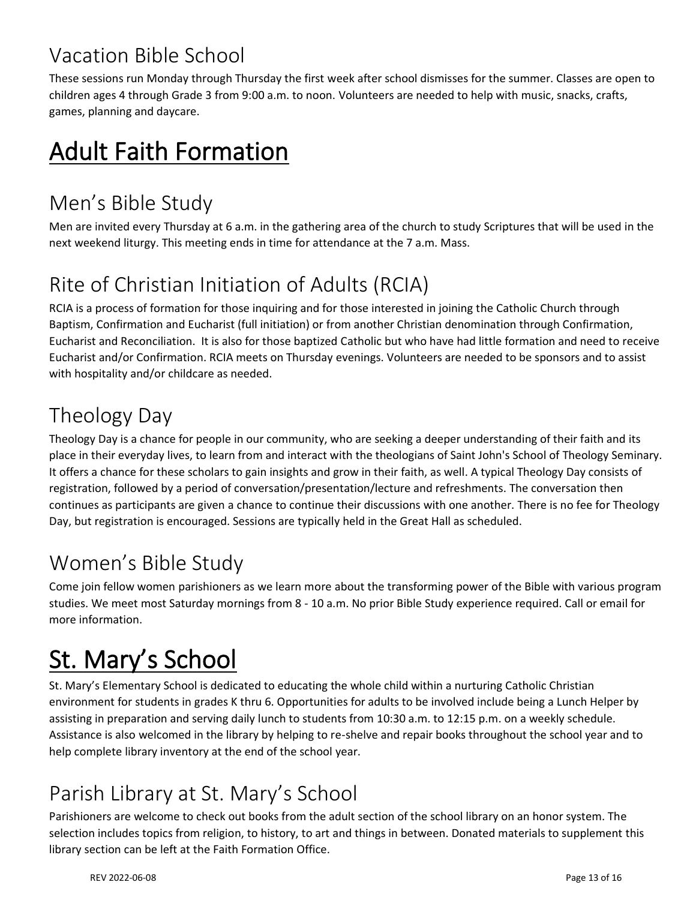## Vacation Bible School

These sessions run Monday through Thursday the first week after school dismisses for the summer. Classes are open to children ages 4 through Grade 3 from 9:00 a.m. to noon. Volunteers are needed to help with music, snacks, crafts, games, planning and daycare.

# Adult Faith Formation

## Men's Bible Study

Men are invited every Thursday at 6 a.m. in the gathering area of the church to study Scriptures that will be used in the next weekend liturgy. This meeting ends in time for attendance at the 7 a.m. Mass.

## Rite of Christian Initiation of Adults (RCIA)

RCIA is a process of formation for those inquiring and for those interested in joining the Catholic Church through Baptism, Confirmation and Eucharist (full initiation) or from another Christian denomination through Confirmation, Eucharist and Reconciliation. It is also for those baptized Catholic but who have had little formation and need to receive Eucharist and/or Confirmation. RCIA meets on Thursday evenings. Volunteers are needed to be sponsors and to assist with hospitality and/or childcare as needed.

## Theology Day

Theology Day is a chance for people in our community, who are seeking a deeper understanding of their faith and its place in their everyday lives, to learn from and interact with the theologians of Saint John's School of Theology Seminary. It offers a chance for these scholars to gain insights and grow in their faith, as well. A typical Theology Day consists of registration, followed by a period of conversation/presentation/lecture and refreshments. The conversation then continues as participants are given a chance to continue their discussions with one another. There is no fee for Theology Day, but registration is encouraged. Sessions are typically held in the Great Hall as scheduled.

## Women's Bible Study

Come join fellow women parishioners as we learn more about the transforming power of the Bible with various program studies. We meet most Saturday mornings from 8 - 10 a.m. No prior Bible Study experience required. Call or email for more information.

# St. Mary's School

St. Mary's Elementary School is dedicated to educating the whole child within a nurturing Catholic Christian environment for students in grades K thru 6. Opportunities for adults to be involved include being a Lunch Helper by assisting in preparation and serving daily lunch to students from 10:30 a.m. to 12:15 p.m. on a weekly schedule. Assistance is also welcomed in the library by helping to re-shelve and repair books throughout the school year and to help complete library inventory at the end of the school year.

## Parish Library at St. Mary's School

Parishioners are welcome to check out books from the adult section of the school library on an honor system. The selection includes topics from religion, to history, to art and things in between. Donated materials to supplement this library section can be left at the Faith Formation Office.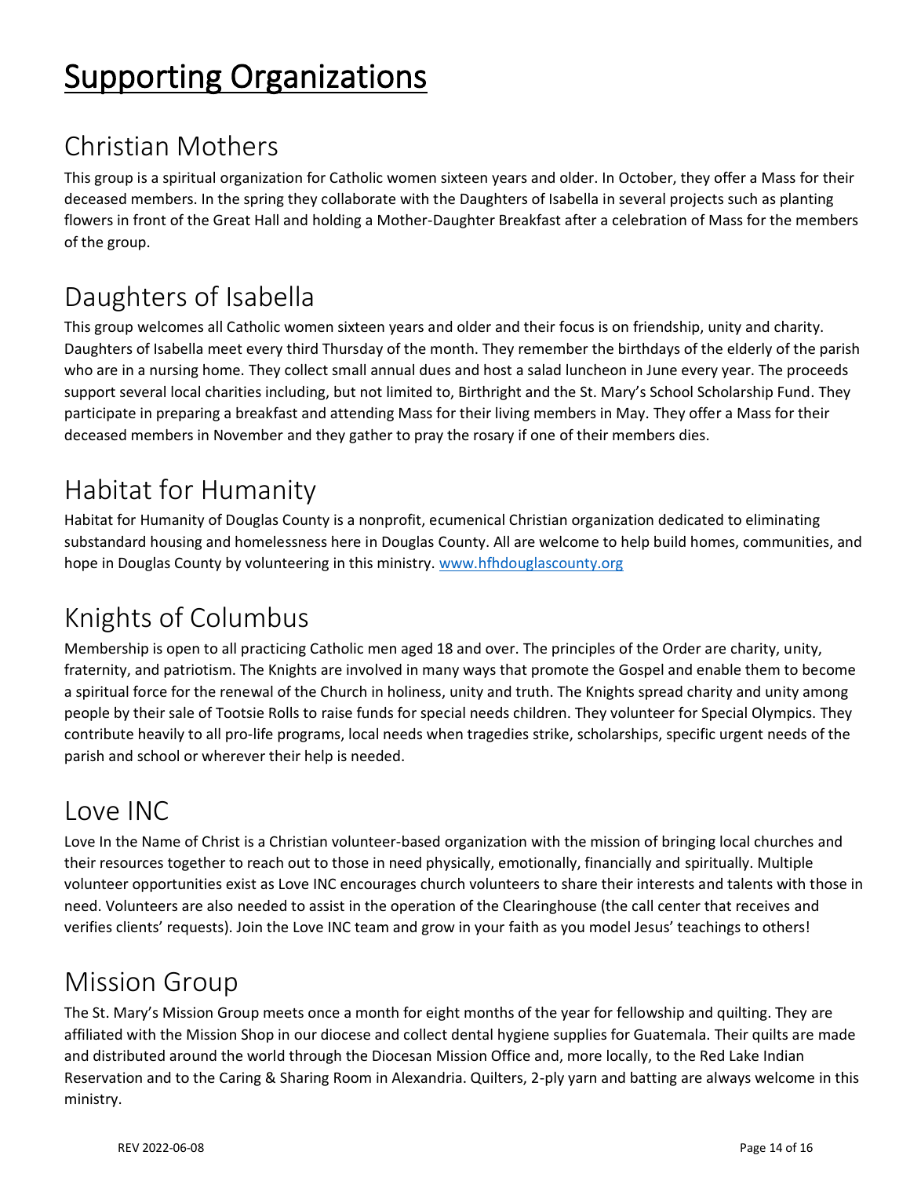# Supporting Organizations

## Christian Mothers

This group is a spiritual organization for Catholic women sixteen years and older. In October, they offer a Mass for their deceased members. In the spring they collaborate with the Daughters of Isabella in several projects such as planting flowers in front of the Great Hall and holding a Mother-Daughter Breakfast after a celebration of Mass for the members of the group.

## Daughters of Isabella

This group welcomes all Catholic women sixteen years and older and their focus is on friendship, unity and charity. Daughters of Isabella meet every third Thursday of the month. They remember the birthdays of the elderly of the parish who are in a nursing home. They collect small annual dues and host a salad luncheon in June every year. The proceeds support several local charities including, but not limited to, Birthright and the St. Mary's School Scholarship Fund. They participate in preparing a breakfast and attending Mass for their living members in May. They offer a Mass for their deceased members in November and they gather to pray the rosary if one of their members dies.

## Habitat for Humanity

Habitat for Humanity of Douglas County is a nonprofit, ecumenical Christian organization dedicated to eliminating substandard housing and homelessness here in Douglas County. All are welcome to help build homes, communities, and hope in Douglas County by volunteering in this ministry. [www.hfhdouglascounty.org](www.hfhdouglascounty.org)

## Knights of Columbus

Membership is open to all practicing Catholic men aged 18 and over. The principles of the Order are charity, unity, fraternity, and patriotism. The Knights are involved in many ways that promote the Gospel and enable them to become a spiritual force for the renewal of the Church in holiness, unity and truth. The Knights spread charity and unity among people by their sale of Tootsie Rolls to raise funds for special needs children. They volunteer for Special Olympics. They contribute heavily to all pro-life programs, local needs when tragedies strike, scholarships, specific urgent needs of the parish and school or wherever their help is needed.

## Love INC

Love In the Name of Christ is a Christian volunteer-based organization with the mission of bringing local churches and their resources together to reach out to those in need physically, emotionally, financially and spiritually. Multiple volunteer opportunities exist as Love INC encourages church volunteers to share their interests and talents with those in need. Volunteers are also needed to assist in the operation of the Clearinghouse (the call center that receives and verifies clients' requests). Join the Love INC team and grow in your faith as you model Jesus' teachings to others!

## Mission Group

The St. Mary's Mission Group meets once a month for eight months of the year for fellowship and quilting. They are affiliated with the Mission Shop in our diocese and collect dental hygiene supplies for Guatemala. Their quilts are made and distributed around the world through the Diocesan Mission Office and, more locally, to the Red Lake Indian Reservation and to the Caring & Sharing Room in Alexandria. Quilters, 2-ply yarn and batting are always welcome in this ministry.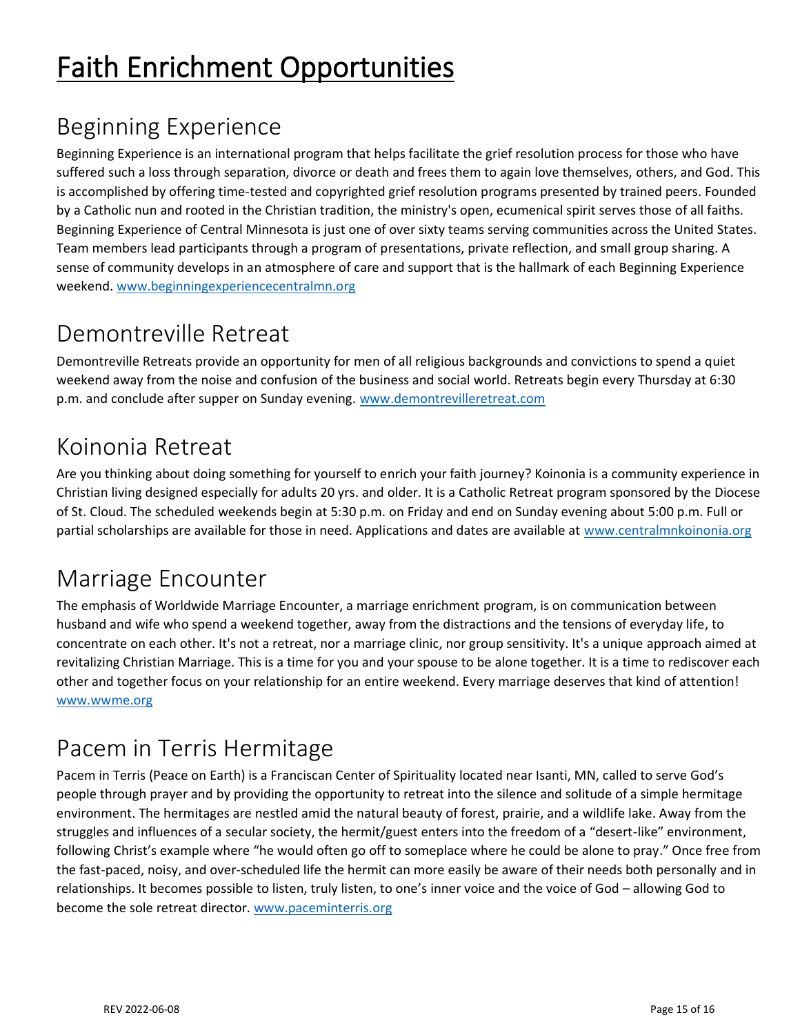# Faith Enrichment Opportunities

## Beginning Experience

Beginning Experience is an international program that helps facilitate the grief resolution process for those who have suffered such a loss through separation, divorce or death and frees them to again love themselves, others, and God. This is accomplished by offering time-tested and copyrighted grief resolution programs presented by trained peers. Founded by a Catholic nun and rooted in the Christian tradition, the ministry's open, ecumenical spirit serves those of all faiths. Beginning Experience of Central Minnesota is just one of over sixty teams serving communities across the United States. Team members lead participants through a program of presentations, private reflection, and small group sharing. A sense of community develops in an atmosphere of care and support that is the hallmark of each Beginning Experience weekend. www.beginningexperiencecentralmn.org

## Demontreville Retreat

Demontreville Retreats provide an opportunity for men of all religious backgrounds and convictions to spend a quiet weekend away from the noise and confusion of the business and social world. Retreats begin every Thursday at 6:30 p.m. and conclude after supper on Sunday evening. www.demontrevilleretreat.com

## Koinonia Retreat

Are you thinking about doing something for yourself to enrich your faith journey? Koinonia is a community experience in Christian living designed especially for adults 20 yrs. and older. It is a Catholic Retreat program sponsored by the Diocese of St. Cloud. The scheduled weekends begin at 5:30 p.m. on Friday and end on Sunday evening about 5:00 p.m. Full or partial scholarships are available for those in need. Applications and dates are available at www.centralmnkoinonia.org

## Marriage Encounter

The emphasis of Worldwide Marriage Encounter, a marriage enrichment program, is on communication between husband and wife who spend a weekend together, away from the distractions and the tensions of everyday life, to concentrate on each other. It's not a retreat, nor a marriage clinic, nor group sensitivity. It's a unique approach aimed at revitalizing Christian Marriage. This is a time for you and your spouse to be alone together. It is a time to rediscover each other and together focus on your relationship for an entire weekend. Every marriage deserves that kind of attention! www.wwme.org

## Pacem in Terris Hermitage

Pacem in Terris (Peace on Earth) is a Franciscan Center of Spirituality located near Isanti, MN, called to serve God's people through prayer and by providing the opportunity to retreat into the silence and solitude of a simple hermitage environment. The hermitages are nestled amid the natural beauty of forest, prairie, and a wildlife lake. Away from the struggles and influences of a secular society, the hermit/guest enters into the freedom of a "desert-like" environment, following Christ's example where "he would often go off to someplace where he could be alone to pray." Once free from the fast-paced, noisy, and over-scheduled life the hermit can more easily be aware of their needs both personally and in relationships. It becomes possible to listen, truly listen, to one's inner voice and the voice of God – allowing God to become the sole retreat director. www.paceminterris.org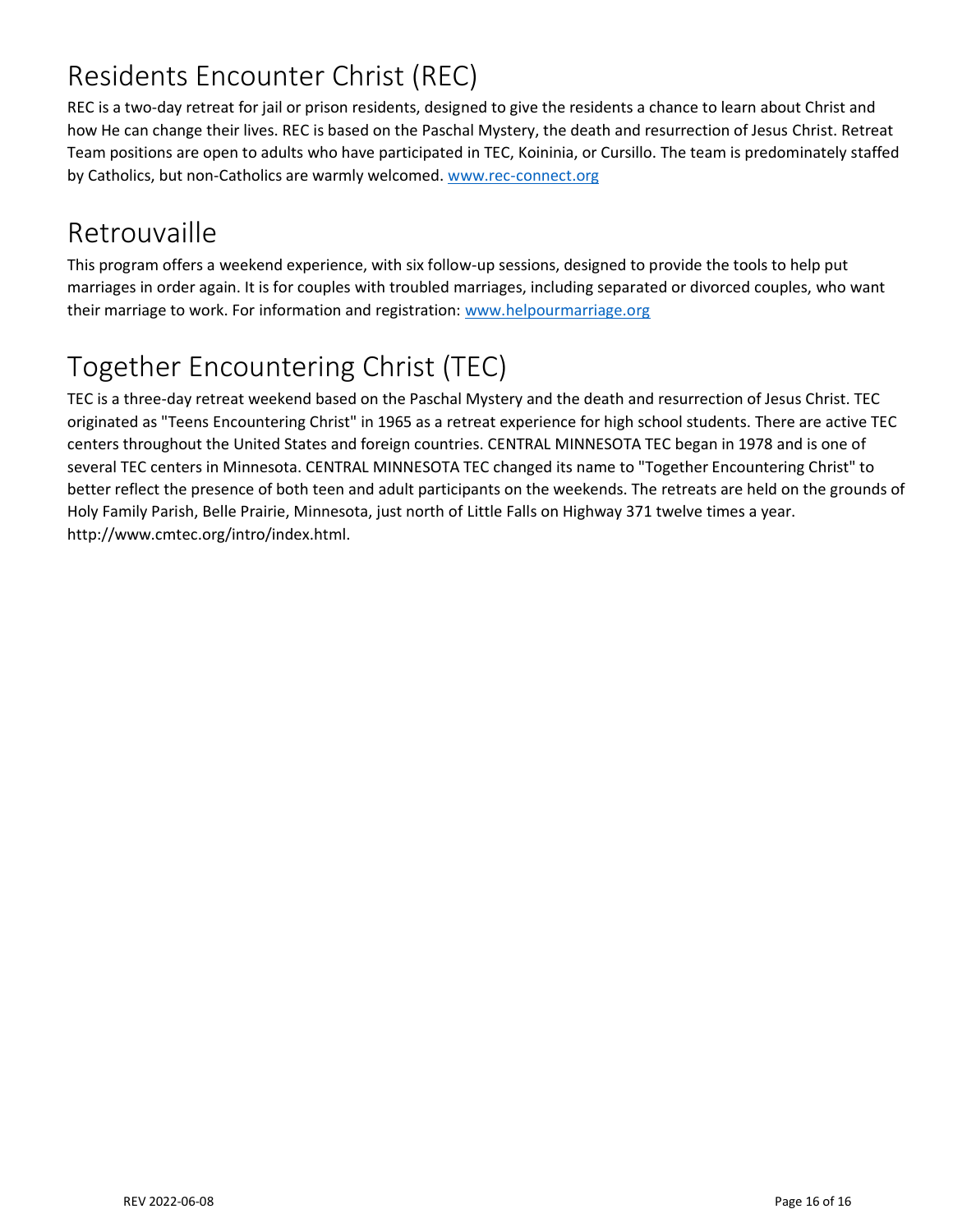# Residents Encounter Christ (REC)

REC is a two-day retreat for jail or prison residents, designed to give the residents a chance to learn about Christ and how He can change their lives. REC is based on the Paschal Mystery, the death and resurrection of Jesus Christ. Retreat Team positions are open to adults who have participated in TEC, Koininia, or Cursillo. The team is predominately staffed by Catholics, but non-Catholics are warmly welcomed. [www.rec-connect.org](http://www.rec-connect.org)

# Retrouvaille

This program offers a weekend experience, with six follow-up sessions, designed to provide the tools to help put marriages in order again. It is for couples with troubled marriages, including separated or divorced couples, who want their marriage to work. For information and registration: [www.helpourmarriage.org](http://www.helpourmarriage.org)

# Together Encountering Christ (TEC)

TEC is a three-day retreat weekend based on the Paschal Mystery and the death and resurrection of Jesus Christ. TEC originated as "Teens Encountering Christ" in 1965 as a retreat experience for high school students. There are active TEC centers throughout the United States and foreign countries. CENTRAL MINNESOTA TEC began in 1978 and is one of several TEC centers in Minnesota. CENTRAL MINNESOTA TEC changed its name to "Together Encountering Christ" to better reflect the presence of both teen and adult participants on the weekends. The retreats are held on the grounds of Holy Family Parish, Belle Prairie, Minnesota, just north of Little Falls on Highway 371 twelve times a year. http://www.cmtec.org/intro/index.html.